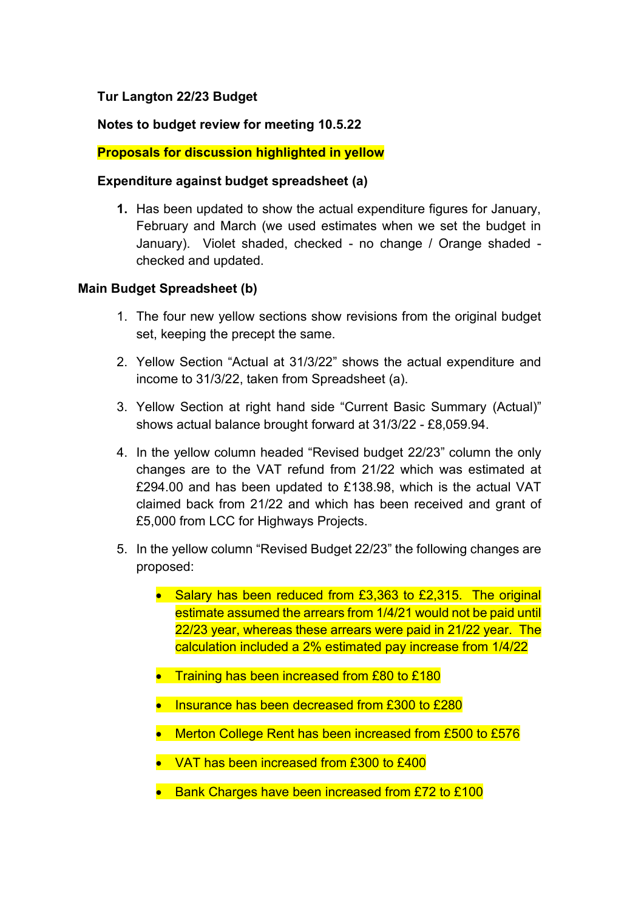**Tur Langton 22/23 Budget**

**Notes to budget review for meeting 10.5.22**

**Proposals for discussion highlighted in yellow**

**Expenditure against budget spreadsheet (a)**

1. Has been updated to show the actual expenditure figures for January, February and March (we used estimates when we set the budget in January). Violet shaded, checked - no change / Orange shaded - checked and updated.

**Main Budget Spreadsheet (b)**

1. The four new yellow sections show revisions from the original budget set, keeping the precept the same.
2. Yellow Section "Actual at 31/3/22" shows the actual expenditure and income to 31/3/22, taken from Spreadsheet (a).
3. Yellow Section at right hand side "Current Basic Summary (Actual)" shows actual balance brought forward at 31/3/22 - £8,059.94.
4. In the yellow column headed "Revised budget 22/23" column the only changes are to the VAT refund from 21/22 which was estimated at £294.00 and has been updated to £138.98, which is the actual VAT claimed back from 21/22 and which has been received and grant of £5,000 from LCC for Highways Projects.
5. In the yellow column "Revised Budget 22/23" the following changes are proposed:
   - Salary has been reduced from £3,363 to £2,315. The original estimate assumed the arrears from 1/4/21 would not be paid until 22/23 year, whereas these arrears were paid in 21/22 year. The calculation included a 2% estimated pay increase from 1/4/22
   - Training has been increased from £80 to £180
   - Insurance has been decreased from £300 to £280
   - Merton College Rent has been increased from £500 to £576
   - VAT has been increased from £300 to £400
   - Bank Charges have been increased from £72 to £100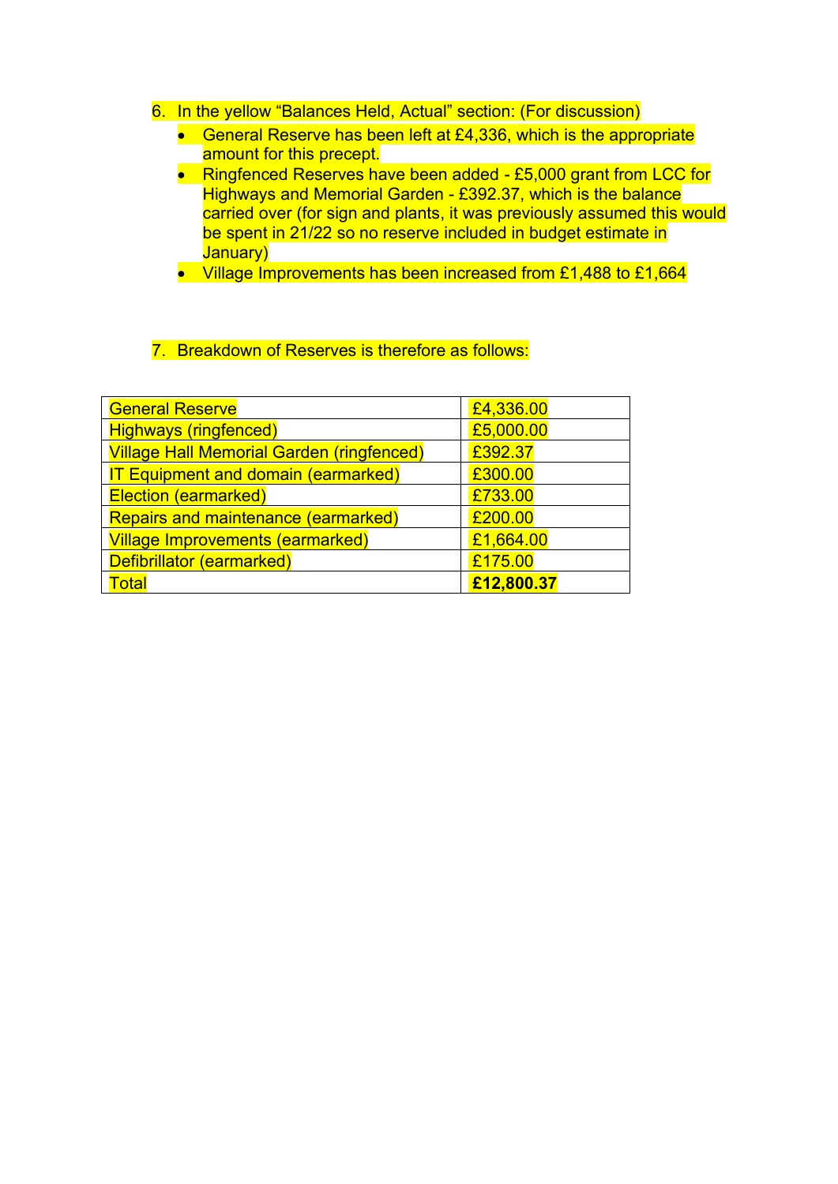6. In the yellow "Balances Held, Actual" section: (For discussion)
   - General Reserve has been left at £4,336, which is the appropriate amount for this precept.
   - Ringfenced Reserves have been added - £5,000 grant from LCC for Highways and Memorial Garden - £392.37, which is the balance carried over (for sign and plants, it was previously assumed this would be spent in 21/22 so no reserve included in budget estimate in January)
   - Village Improvements has been increased from £1,488 to £1,664

7. Breakdown of Reserves is therefore as follows:

| | |
|---|---|
| General Reserve | £4,336.00 |
| Highways (ringfenced) | £5,000.00 |
| Village Hall Memorial Garden (ringfenced) | £392.37 |
| IT Equipment and domain (earmarked) | £300.00 |
| Election (earmarked) | £733.00 |
| Repairs and maintenance (earmarked) | £200.00 |
| Village Improvements (earmarked) | £1,664.00 |
| Defibrillator (earmarked) | £175.00 |
| Total | **£12,800.37** |